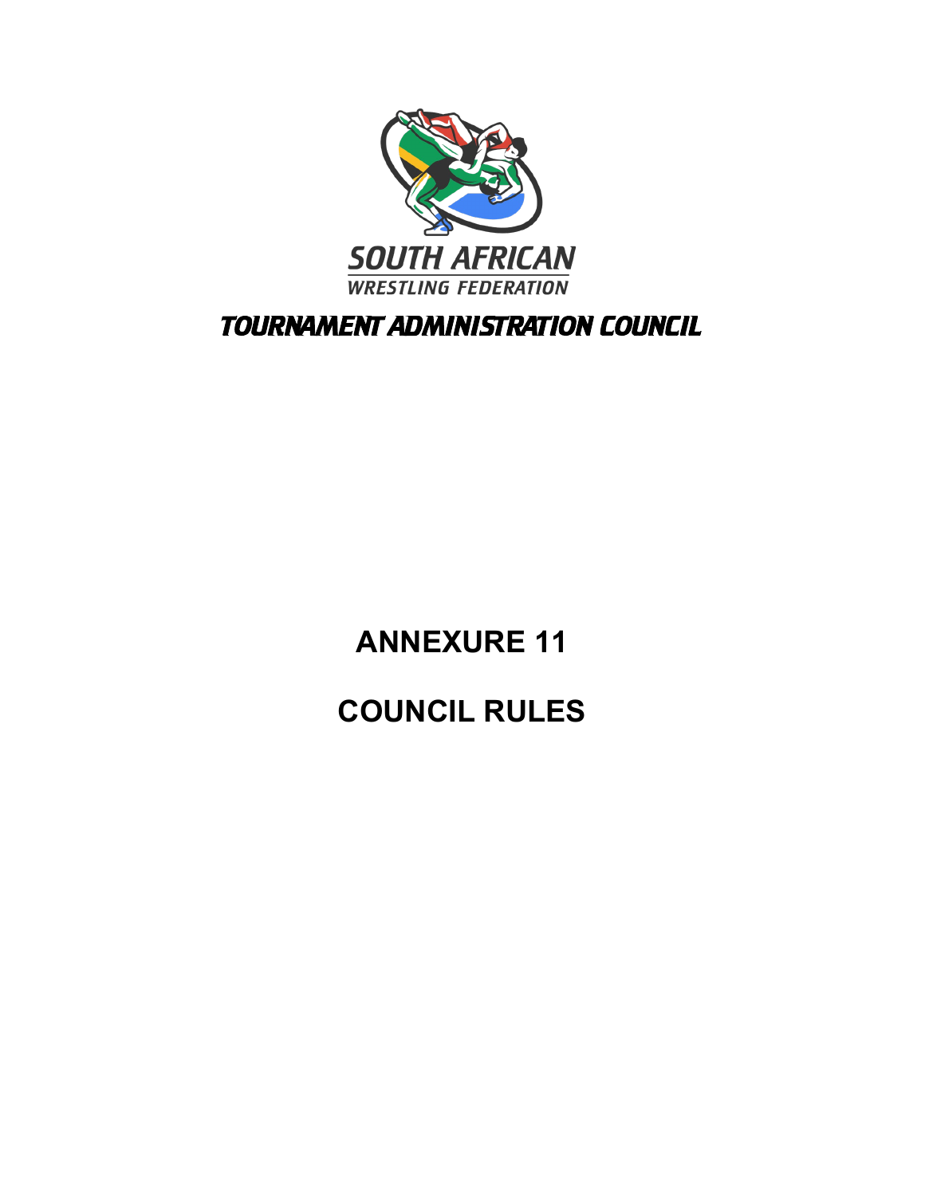SOUTH AFRICAN
WRESTLING FEDERATION

**TOURNAMENT ADMINISTRATION COUNCIL**

# ANNEXURE 11

# COUNCIL RULES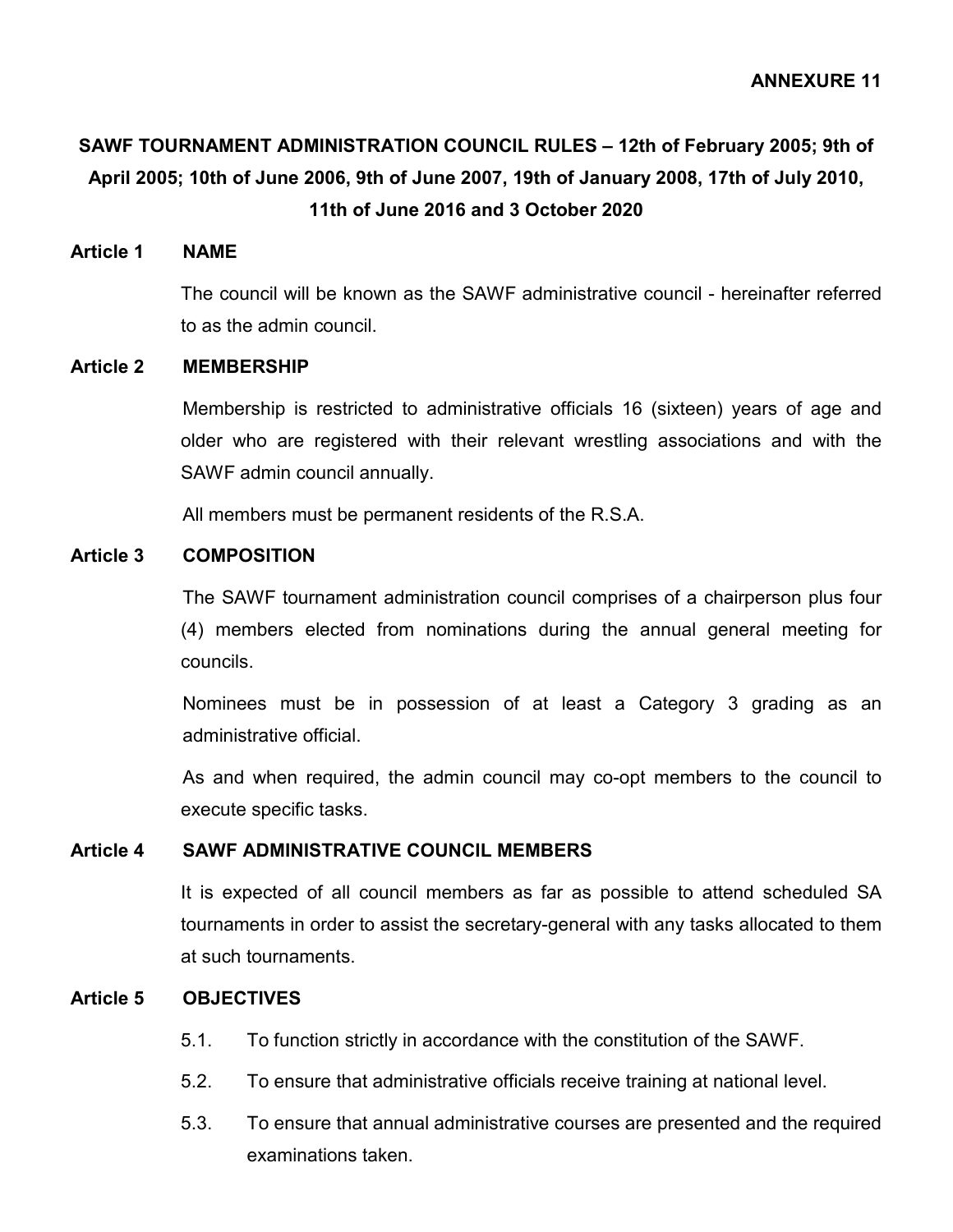**ANNEXURE 11**

## SAWF TOURNAMENT ADMINISTRATION COUNCIL RULES – 12th of February 2005; 9th of April 2005; 10th of June 2006, 9th of June 2007, 19th of January 2008, 17th of July 2010, 11th of June 2016 and 3 October 2020

### Article 1 NAME

The council will be known as the SAWF administrative council - hereinafter referred to as the admin council.

### Article 2 MEMBERSHIP

Membership is restricted to administrative officials 16 (sixteen) years of age and older who are registered with their relevant wrestling associations and with the SAWF admin council annually.

All members must be permanent residents of the R.S.A.

### Article 3 COMPOSITION

The SAWF tournament administration council comprises of a chairperson plus four (4) members elected from nominations during the annual general meeting for councils.

Nominees must be in possession of at least a Category 3 grading as an administrative official.

As and when required, the admin council may co-opt members to the council to execute specific tasks.

### Article 4 SAWF ADMINISTRATIVE COUNCIL MEMBERS

It is expected of all council members as far as possible to attend scheduled SA tournaments in order to assist the secretary-general with any tasks allocated to them at such tournaments.

### Article 5 OBJECTIVES

5.1. To function strictly in accordance with the constitution of the SAWF.

5.2. To ensure that administrative officials receive training at national level.

5.3. To ensure that annual administrative courses are presented and the required examinations taken.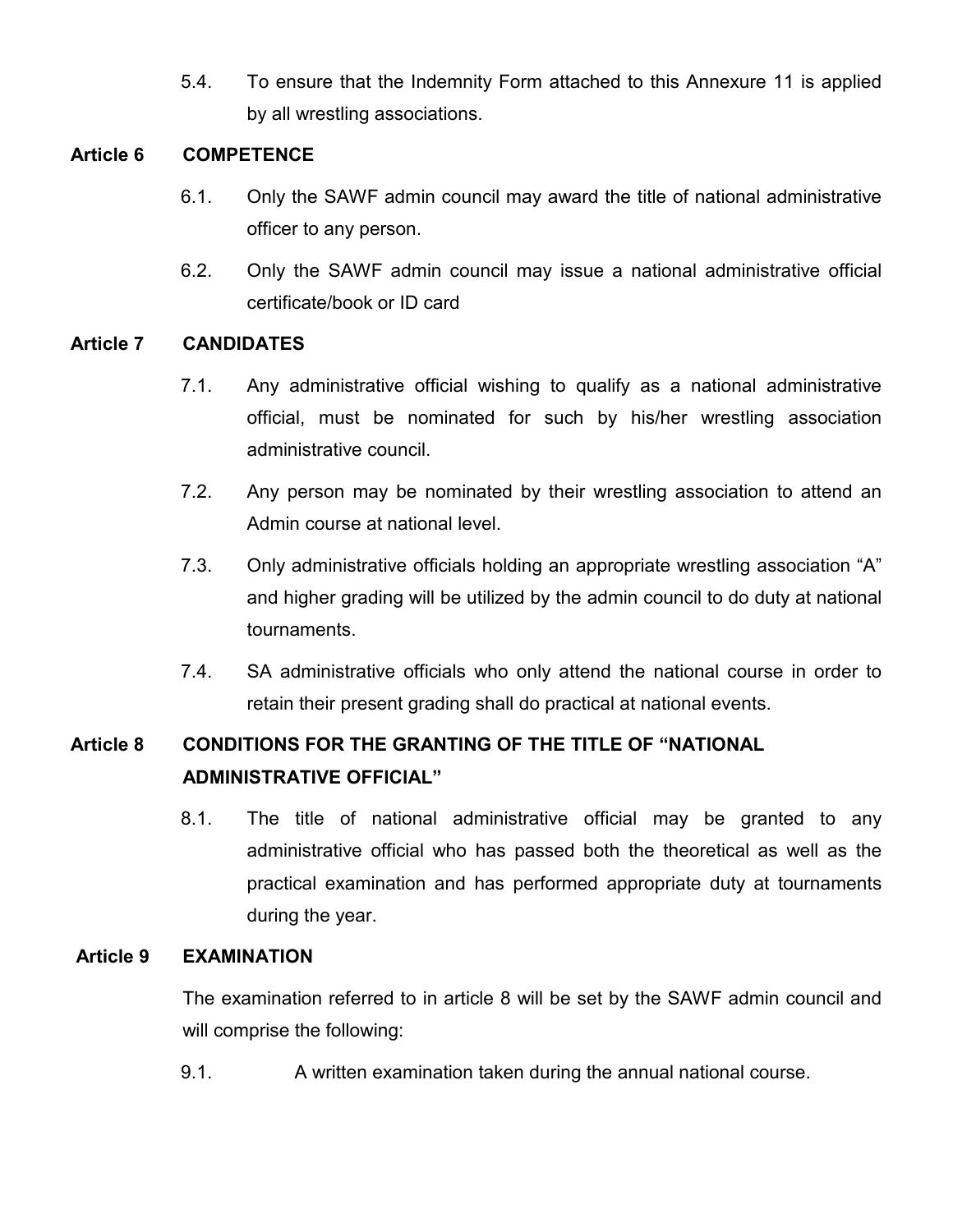5.4. To ensure that the Indemnity Form attached to this Annexure 11 is applied by all wrestling associations.

**Article 6 COMPETENCE**

6.1. Only the SAWF admin council may award the title of national administrative officer to any person.

6.2. Only the SAWF admin council may issue a national administrative official certificate/book or ID card

**Article 7 CANDIDATES**

7.1. Any administrative official wishing to qualify as a national administrative official, must be nominated for such by his/her wrestling association administrative council.

7.2. Any person may be nominated by their wrestling association to attend an Admin course at national level.

7.3. Only administrative officials holding an appropriate wrestling association "A" and higher grading will be utilized by the admin council to do duty at national tournaments.

7.4. SA administrative officials who only attend the national course in order to retain their present grading shall do practical at national events.

**Article 8 CONDITIONS FOR THE GRANTING OF THE TITLE OF "NATIONAL ADMINISTRATIVE OFFICIAL"**

8.1. The title of national administrative official may be granted to any administrative official who has passed both the theoretical as well as the practical examination and has performed appropriate duty at tournaments during the year.

**Article 9 EXAMINATION**

The examination referred to in article 8 will be set by the SAWF admin council and will comprise the following:

9.1. A written examination taken during the annual national course.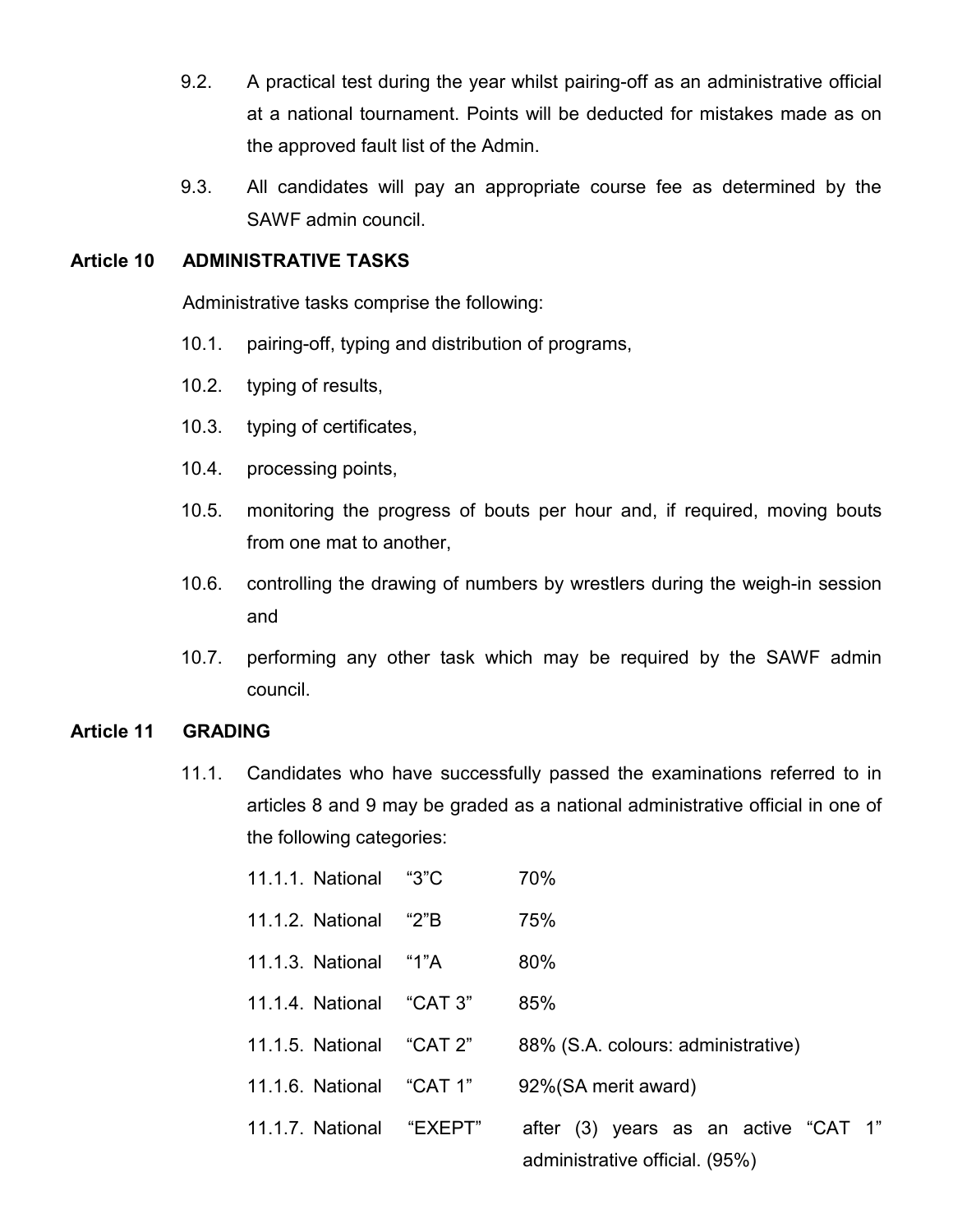9.2. A practical test during the year whilst pairing-off as an administrative official at a national tournament. Points will be deducted for mistakes made as on the approved fault list of the Admin.

9.3. All candidates will pay an appropriate course fee as determined by the SAWF admin council.

## Article 10 ADMINISTRATIVE TASKS

Administrative tasks comprise the following:

10.1. pairing-off, typing and distribution of programs,

10.2. typing of results,

10.3. typing of certificates,

10.4. processing points,

10.5. monitoring the progress of bouts per hour and, if required, moving bouts from one mat to another,

10.6. controlling the drawing of numbers by wrestlers during the weigh-in session and

10.7. performing any other task which may be required by the SAWF admin council.

## Article 11 GRADING

11.1. Candidates who have successfully passed the examinations referred to in articles 8 and 9 may be graded as a national administrative official in one of the following categories:

11.1.1. National "3"C 70%

11.1.2. National "2"B 75%

11.1.3. National "1"A 80%

11.1.4. National "CAT 3" 85%

11.1.5. National "CAT 2" 88% (S.A. colours: administrative)

11.1.6. National "CAT 1" 92%(SA merit award)

11.1.7. National "EXEPT" after (3) years as an active "CAT 1" administrative official. (95%)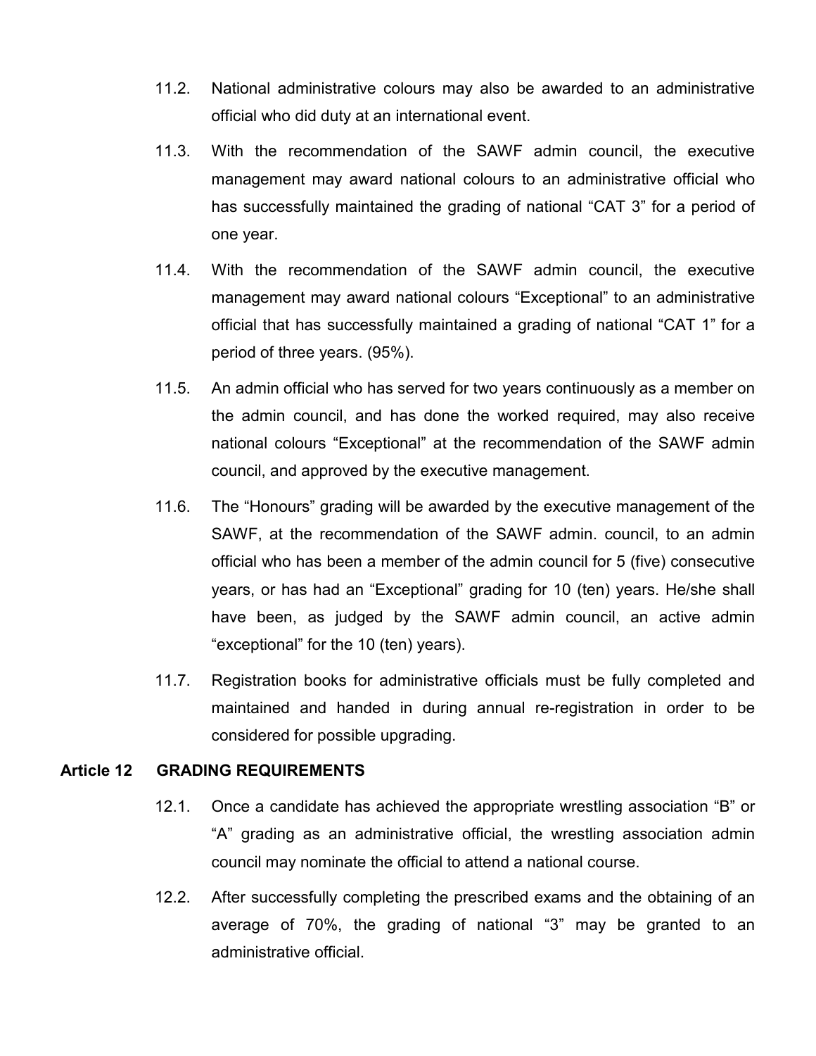11.2. National administrative colours may also be awarded to an administrative official who did duty at an international event.

11.3. With the recommendation of the SAWF admin council, the executive management may award national colours to an administrative official who has successfully maintained the grading of national “CAT 3” for a period of one year.

11.4. With the recommendation of the SAWF admin council, the executive management may award national colours “Exceptional” to an administrative official that has successfully maintained a grading of national “CAT 1” for a period of three years. (95%).

11.5. An admin official who has served for two years continuously as a member on the admin council, and has done the worked required, may also receive national colours “Exceptional” at the recommendation of the SAWF admin council, and approved by the executive management.

11.6. The “Honours” grading will be awarded by the executive management of the SAWF, at the recommendation of the SAWF admin. council, to an admin official who has been a member of the admin council for 5 (five) consecutive years, or has had an “Exceptional” grading for 10 (ten) years. He/she shall have been, as judged by the SAWF admin council, an active admin “exceptional” for the 10 (ten) years).

11.7. Registration books for administrative officials must be fully completed and maintained and handed in during annual re-registration in order to be considered for possible upgrading.

## Article 12 GRADING REQUIREMENTS

12.1. Once a candidate has achieved the appropriate wrestling association “B” or “A” grading as an administrative official, the wrestling association admin council may nominate the official to attend a national course.

12.2. After successfully completing the prescribed exams and the obtaining of an average of 70%, the grading of national “3” may be granted to an administrative official.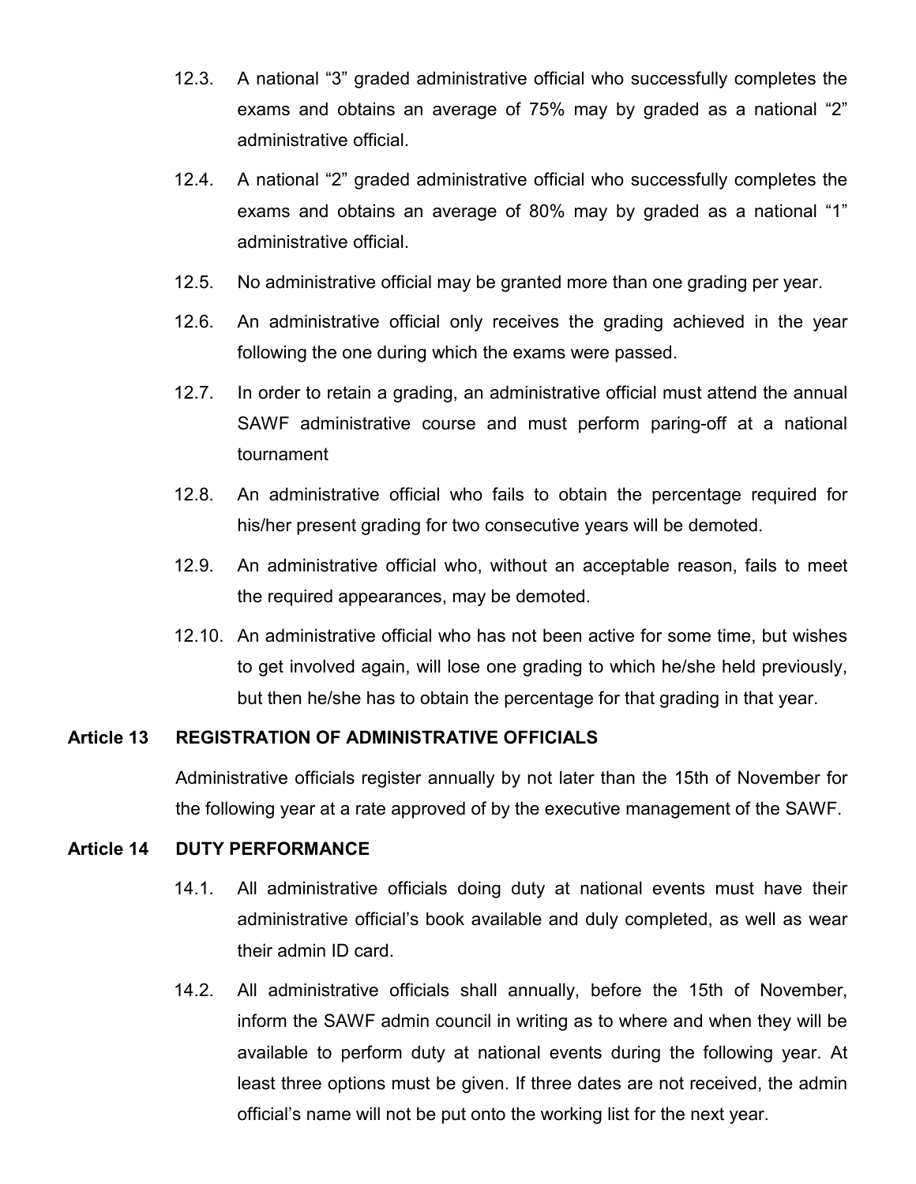12.3. A national “3” graded administrative official who successfully completes the exams and obtains an average of 75% may by graded as a national “2” administrative official.

12.4. A national “2” graded administrative official who successfully completes the exams and obtains an average of 80% may by graded as a national “1” administrative official.

12.5. No administrative official may be granted more than one grading per year.

12.6. An administrative official only receives the grading achieved in the year following the one during which the exams were passed.

12.7. In order to retain a grading, an administrative official must attend the annual SAWF administrative course and must perform paring-off at a national tournament

12.8. An administrative official who fails to obtain the percentage required for his/her present grading for two consecutive years will be demoted.

12.9. An administrative official who, without an acceptable reason, fails to meet the required appearances, may be demoted.

12.10. An administrative official who has not been active for some time, but wishes to get involved again, will lose one grading to which he/she held previously, but then he/she has to obtain the percentage for that grading in that year.

**Article 13 REGISTRATION OF ADMINISTRATIVE OFFICIALS**

Administrative officials register annually by not later than the 15th of November for the following year at a rate approved of by the executive management of the SAWF.

**Article 14 DUTY PERFORMANCE**

14.1. All administrative officials doing duty at national events must have their administrative official’s book available and duly completed, as well as wear their admin ID card.

14.2. All administrative officials shall annually, before the 15th of November, inform the SAWF admin council in writing as to where and when they will be available to perform duty at national events during the following year. At least three options must be given. If three dates are not received, the admin official’s name will not be put onto the working list for the next year.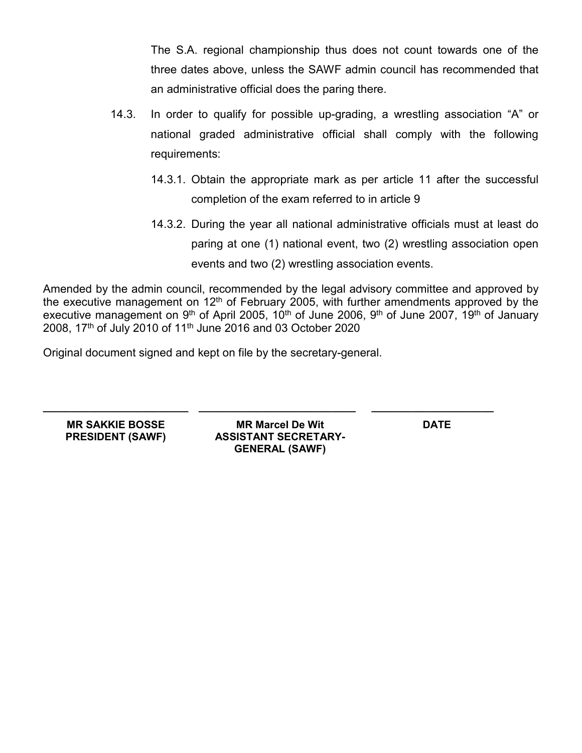The S.A. regional championship thus does not count towards one of the three dates above, unless the SAWF admin council has recommended that an administrative official does the paring there.

14.3. In order to qualify for possible up-grading, a wrestling association "A" or national graded administrative official shall comply with the following requirements:

14.3.1. Obtain the appropriate mark as per article 11 after the successful completion of the exam referred to in article 9

14.3.2. During the year all national administrative officials must at least do paring at one (1) national event, two (2) wrestling association open events and two (2) wrestling association events.

Amended by the admin council, recommended by the legal advisory committee and approved by the executive management on 12th of February 2005, with further amendments approved by the executive management on 9th of April 2005, 10th of June 2006, 9th of June 2007, 19th of January 2008, 17th of July 2010 of 11th June 2016 and 03 October 2020

Original document signed and kept on file by the secretary-general.

| ________________________ | ________________________ | ____________________ |
|---|---|---|
| **MR SAKKIE BOSSE PRESIDENT (SAWF)** | **MR Marcel De Wit ASSISTANT SECRETARY-GENERAL (SAWF)** | **DATE** |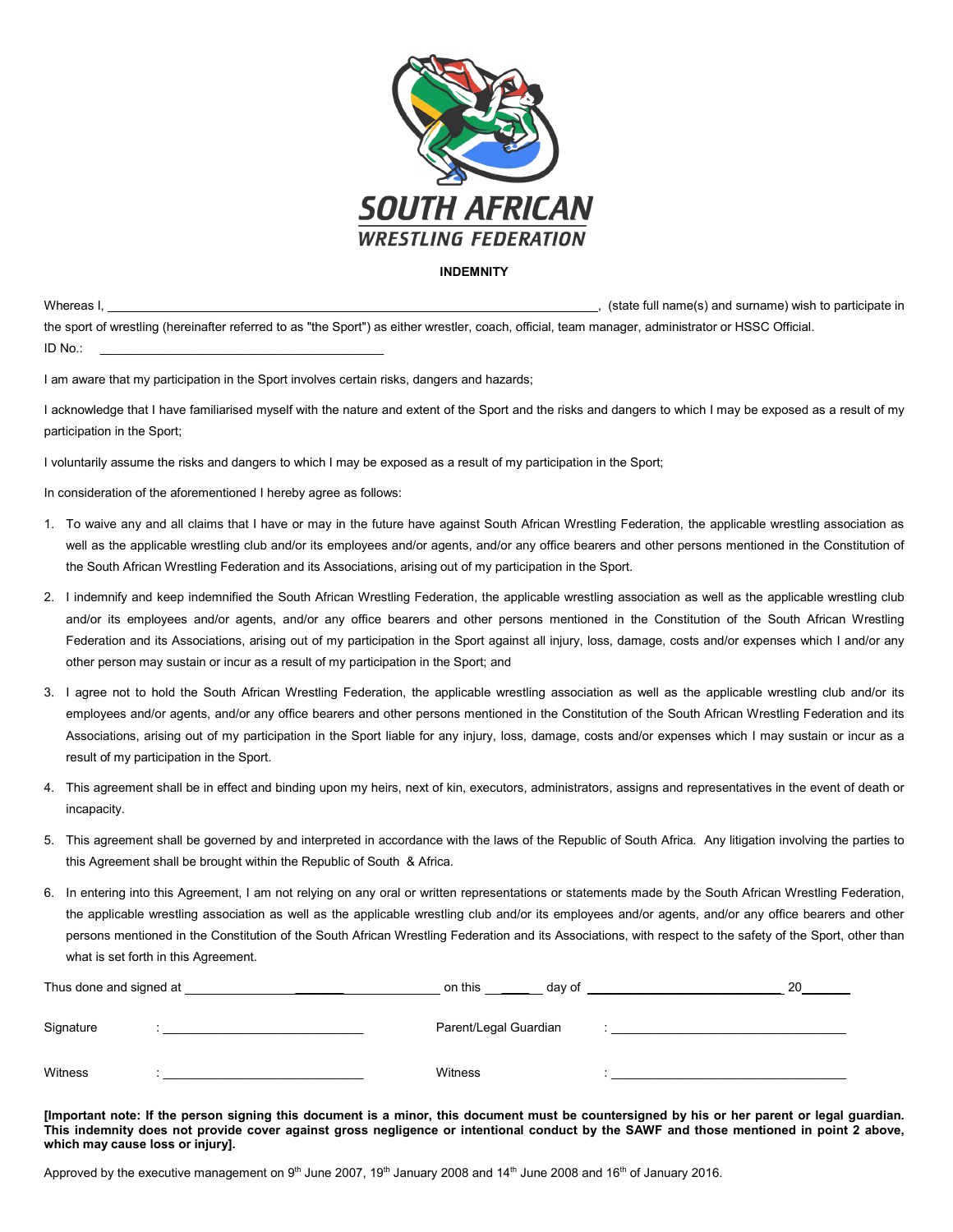SOUTH AFRICAN

WRESTLING FEDERATION

**INDEMNITY**

Whereas I, ______________________________________________________________, (state full name(s) and surname) wish to participate in the sport of wrestling (hereinafter referred to as "the Sport") as either wrestler, coach, official, team manager, administrator or HSSC Official.

ID No.: ________________________________________

I am aware that my participation in the Sport involves certain risks, dangers and hazards;

I acknowledge that I have familiarised myself with the nature and extent of the Sport and the risks and dangers to which I may be exposed as a result of my participation in the Sport;

I voluntarily assume the risks and dangers to which I may be exposed as a result of my participation in the Sport;

In consideration of the aforementioned I hereby agree as follows:

1. To waive any and all claims that I have or may in the future have against South African Wrestling Federation, the applicable wrestling association as well as the applicable wrestling club and/or its employees and/or agents, and/or any office bearers and other persons mentioned in the Constitution of the South African Wrestling Federation and its Associations, arising out of my participation in the Sport.
2. I indemnify and keep indemnified the South African Wrestling Federation, the applicable wrestling association as well as the applicable wrestling club and/or its employees and/or agents, and/or any office bearers and other persons mentioned in the Constitution of the South African Wrestling Federation and its Associations, arising out of my participation in the Sport against all injury, loss, damage, costs and/or expenses which I and/or any other person may sustain or incur as a result of my participation in the Sport; and
3. I agree not to hold the South African Wrestling Federation, the applicable wrestling association as well as the applicable wrestling club and/or its employees and/or agents, and/or any office bearers and other persons mentioned in the Constitution of the South African Wrestling Federation and its Associations, arising out of my participation in the Sport liable for any injury, loss, damage, costs and/or expenses which I may sustain or incur as a result of my participation in the Sport.
4. This agreement shall be in effect and binding upon my heirs, next of kin, executors, administrators, assigns and representatives in the event of death or incapacity.
5. This agreement shall be governed by and interpreted in accordance with the laws of the Republic of South Africa. Any litigation involving the parties to this Agreement shall be brought within the Republic of South & Africa.
6. In entering into this Agreement, I am not relying on any oral or written representations or statements made by the South African Wrestling Federation, the applicable wrestling association as well as the applicable wrestling club and/or its employees and/or agents, and/or any office bearers and other persons mentioned in the Constitution of the South African Wrestling Federation and its Associations, with respect to the safety of the Sport, other than what is set forth in this Agreement.

Thus done and signed at ______________________ on this ______ day of ______________________ 20______

Signature : ______________________ Parent/Legal Guardian : ______________________

Witness : ______________________ Witness : ______________________

**[Important note: If the person signing this document is a minor, this document must be countersigned by his or her parent or legal guardian. This indemnity does not provide cover against gross negligence or intentional conduct by the SAWF and those mentioned in point 2 above, which may cause loss or injury].**

Approved by the executive management on 9th June 2007, 19th January 2008 and 14th June 2008 and 16th of January 2016.